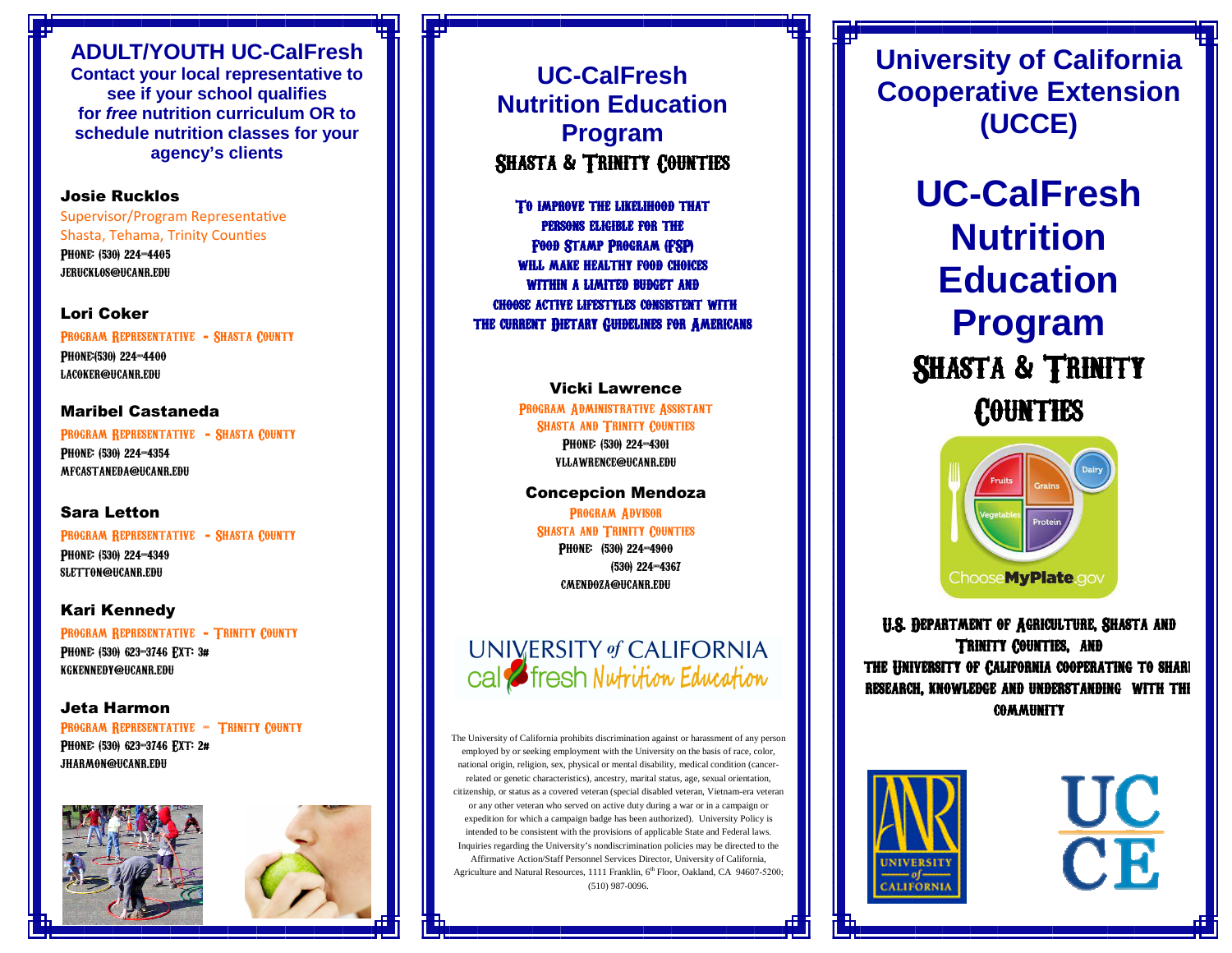## ADULT/YOUTH UC-CalFresh

**Contact your local representative to see if your school qualifies for *free* nutrition curriculum OR to schedule nutrition classes for your agency's clients**

**Josie Rucklos**
Supervisor/Program Representative
Shasta, Tehama, Trinity Counties
Phone: (530) 224-4405
jerucklos@ucanr.edu

**Lori Coker**
Program Representative - Shasta County
Phone:(530) 224-4400
lacoker@ucanr.edu

**Maribel Castaneda**
Program Representative - Shasta County
Phone: (530) 224-4354
mfcastaneda@ucanr.edu

**Sara Letton**
Program Representative - Shasta County
Phone: (530) 224-4349
sletton@ucanr.edu

**Kari Kennedy**
Program Representative - Trinity County
Phone: (530) 623-3746 Ext: 3#
kgkennedy@ucanr.edu

**Jeta Harmon**
Program Representative - Trinity County
Phone: (530) 623-3746 Ext: 2#
jharmon@ucanr.edu

## UC-CalFresh Nutrition Education Program

### Shasta & Trinity Counties

To improve the likelihood that persons eligible for the Food Stamp Program (FSP) will make healthy food choices within a limited budget and choose active lifestyles consistent with the current Dietary Guidelines for Americans

**Vicki Lawrence**
Program Administrative Assistant
Shasta and Trinity Counties
Phone: (530) 224-4301
vllawrence@ucanr.edu

**Concepcion Mendoza**
Program Advisor
Shasta and Trinity Counties
Phone: (530) 224-4900
(530) 224-4367
cmendoza@ucanr.edu

UNIVERSITY of CALIFORNIA calfresh Nutrition Education

The University of California prohibits discrimination against or harassment of any person employed by or seeking employment with the University on the basis of race, color, national origin, religion, sex, physical or mental disability, medical condition (cancer-related or genetic characteristics), ancestry, marital status, age, sexual orientation, citizenship, or status as a covered veteran (special disabled veteran, Vietnam-era veteran or any other veteran who served on active duty during a war or in a campaign or expedition for which a campaign badge has been authorized). University Policy is intended to be consistent with the provisions of applicable State and Federal laws. Inquiries regarding the University's nondiscrimination policies may be directed to the Affirmative Action/Staff Personnel Services Director, University of California, Agriculture and Natural Resources, 1111 Franklin, 6th Floor, Oakland, CA 94607-5200; (510) 987-0096.

## University of California Cooperative Extension (UCCE)

# UC-CalFresh Nutrition Education Program

### Shasta & Trinity Counties

ChooseMyPlate.gov

U.S. Department of Agriculture, Shasta and Trinity Counties, and the University of California cooperating to share research, knowledge and understanding with the community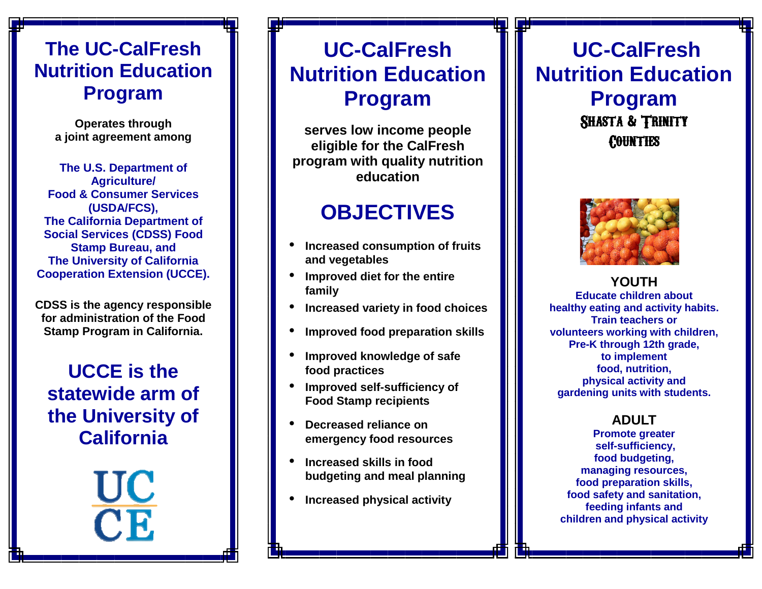# The UC-CalFresh Nutrition Education Program

**Operates through a joint agreement among**

**The U.S. Department of Agriculture/ Food & Consumer Services (USDA/FCS), The California Department of Social Services (CDSS) Food Stamp Bureau, and The University of California Cooperation Extension (UCCE).**

**CDSS is the agency responsible for administration of the Food Stamp Program in California.**

## UCCE is the statewide arm of the University of California

# UC-CalFresh Nutrition Education Program

**serves low income people eligible for the CalFresh program with quality nutrition education**

## OBJECTIVES

- **Increased consumption of fruits and vegetables**
- **Improved diet for the entire family**
- **Increased variety in food choices**
- **Improved food preparation skills**
- **Improved knowledge of safe food practices**
- **Improved self-sufficiency of Food Stamp recipients**
- **Decreased reliance on emergency food resources**
- **Increased skills in food budgeting and meal planning**
- **Increased physical activity**

# UC-CalFresh Nutrition Education Program

### Shasta & Trinity Counties

### YOUTH

**Educate children about healthy eating and activity habits. Train teachers or volunteers working with children, Pre-K through 12th grade, to implement food, nutrition, physical activity and gardening units with students.**

### ADULT

**Promote greater self-sufficiency, food budgeting, managing resources, food preparation skills, food safety and sanitation, feeding infants and children and physical activity**